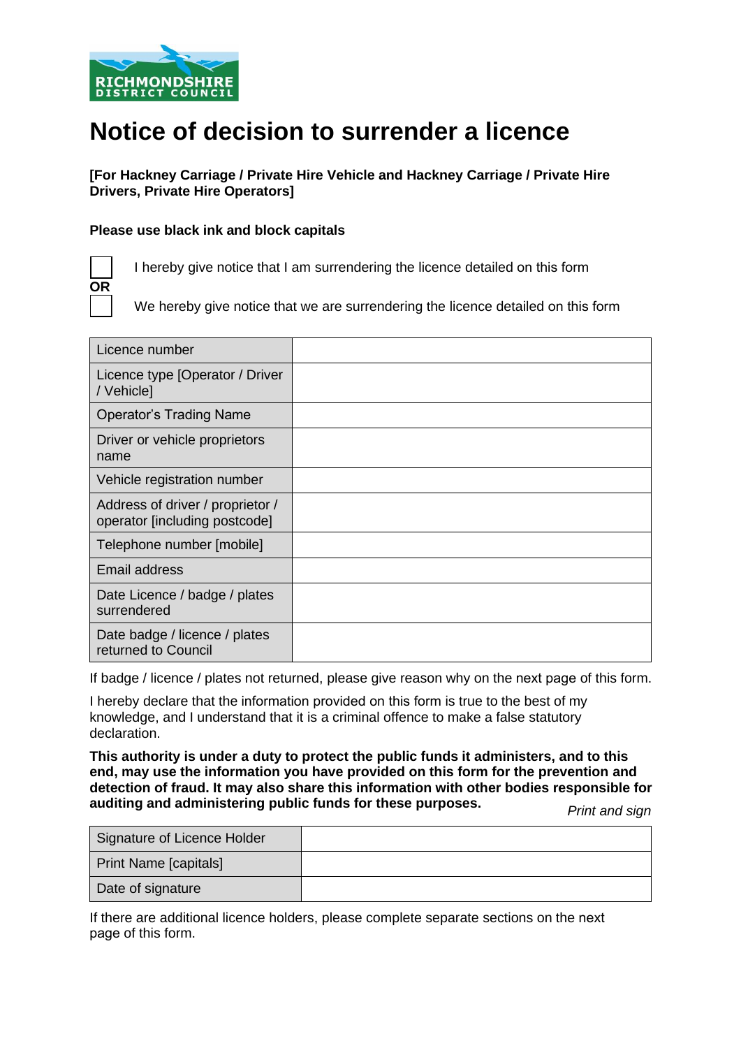RICHMONDSHIRE DISTRICT COUNCIL

# Notice of decision to surrender a licence

**[For Hackney Carriage / Private Hire Vehicle and Hackney Carriage / Private Hire Drivers, Private Hire Operators]**

**Please use black ink and block capitals**

☐ I hereby give notice that I am surrendering the licence detailed on this form

**OR**

☐ We hereby give notice that we are surrendering the licence detailed on this form

| | |
|---|---|
| Licence number | |
| Licence type [Operator / Driver / Vehicle] | |
| Operator's Trading Name | |
| Driver or vehicle proprietors name | |
| Vehicle registration number | |
| Address of driver / proprietor / operator [including postcode] | |
| Telephone number [mobile] | |
| Email address | |
| Date Licence / badge / plates surrendered | |
| Date badge / licence / plates returned to Council | |

If badge / licence / plates not returned, please give reason why on the next page of this form.

I hereby declare that the information provided on this form is true to the best of my knowledge, and I understand that it is a criminal offence to make a false statutory declaration.

**This authority is under a duty to protect the public funds it administers, and to this end, may use the information you have provided on this form for the prevention and detection of fraud. It may also share this information with other bodies responsible for auditing and administering public funds for these purposes.**

*Print and sign*

| | |
|---|---|
| Signature of Licence Holder | |
| Print Name [capitals] | |
| Date of signature | |

If there are additional licence holders, please complete separate sections on the next page of this form.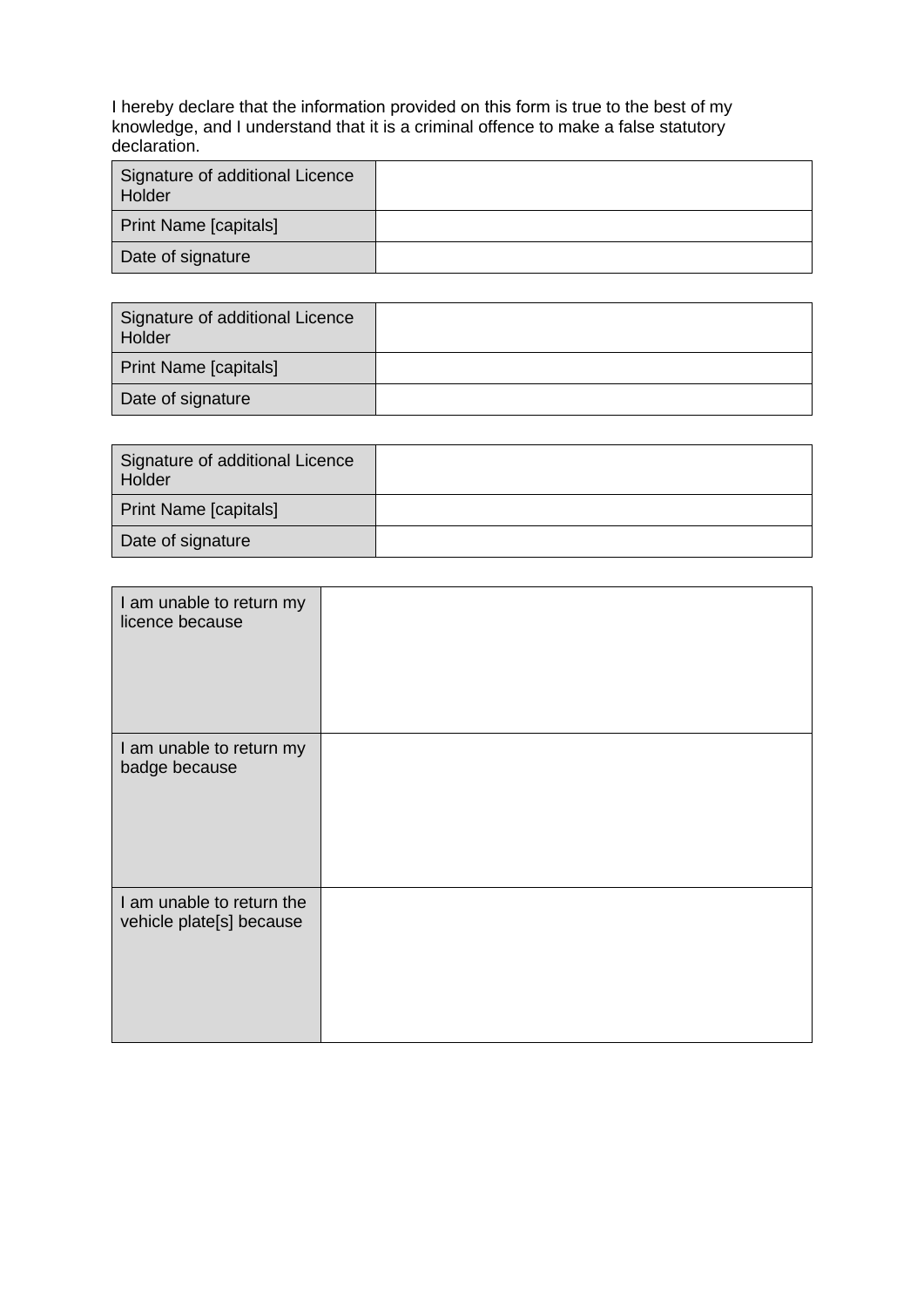I hereby declare that the information provided on this form is true to the best of my knowledge, and I understand that it is a criminal offence to make a false statutory declaration.

| | |
|---|---|
| Signature of additional Licence Holder | |
| Print Name [capitals] | |
| Date of signature | |

| | |
|---|---|
| Signature of additional Licence Holder | |
| Print Name [capitals] | |
| Date of signature | |

| | |
|---|---|
| Signature of additional Licence Holder | |
| Print Name [capitals] | |
| Date of signature | |

| | |
|---|---|
| I am unable to return my licence because | |
| I am unable to return my badge because | |
| I am unable to return the vehicle plate[s] because | |